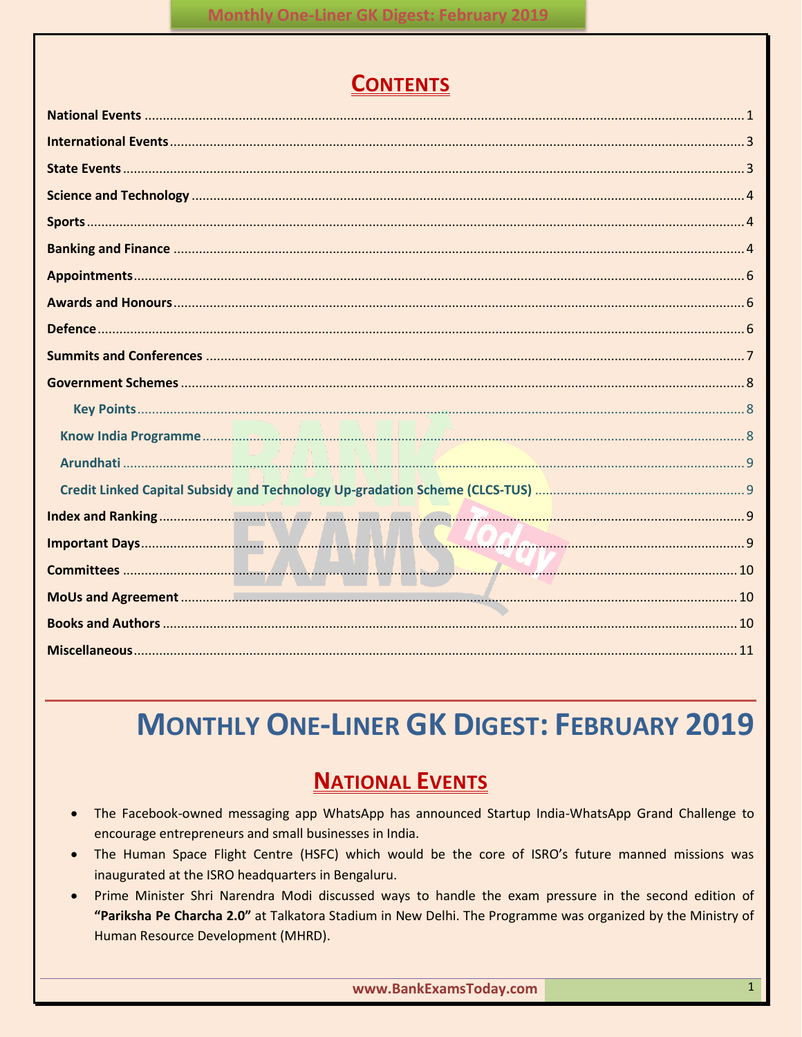# CONTENTS

National Events ..... 1
International Events ..... 3
State Events ..... 3
Science and Technology ..... 4
Sports ..... 4
Banking and Finance ..... 4
Appointments ..... 6
Awards and Honours ..... 6
Defence ..... 6
Summits and Conferences ..... 7
Government Schemes ..... 8
- Key Points ..... 8
- Know India Programme ..... 8
- Arundhati ..... 9
- Credit Linked Capital Subsidy and Technology Up-gradation Scheme (CLCS-TUS) ..... 9

Index and Ranking ..... 9
Important Days ..... 9
Committees ..... 10
MoUs and Agreement ..... 10
Books and Authors ..... 10
Miscellaneous ..... 11

# MONTHLY ONE-LINER GK DIGEST: FEBRUARY 2019

## NATIONAL EVENTS

- The Facebook-owned messaging app WhatsApp has announced Startup India-WhatsApp Grand Challenge to encourage entrepreneurs and small businesses in India.
- The Human Space Flight Centre (HSFC) which would be the core of ISRO's future manned missions was inaugurated at the ISRO headquarters in Bengaluru.
- Prime Minister Shri Narendra Modi discussed ways to handle the exam pressure in the second edition of **"Pariksha Pe Charcha 2.0"** at Talkatora Stadium in New Delhi. The Programme was organized by the Ministry of Human Resource Development (MHRD).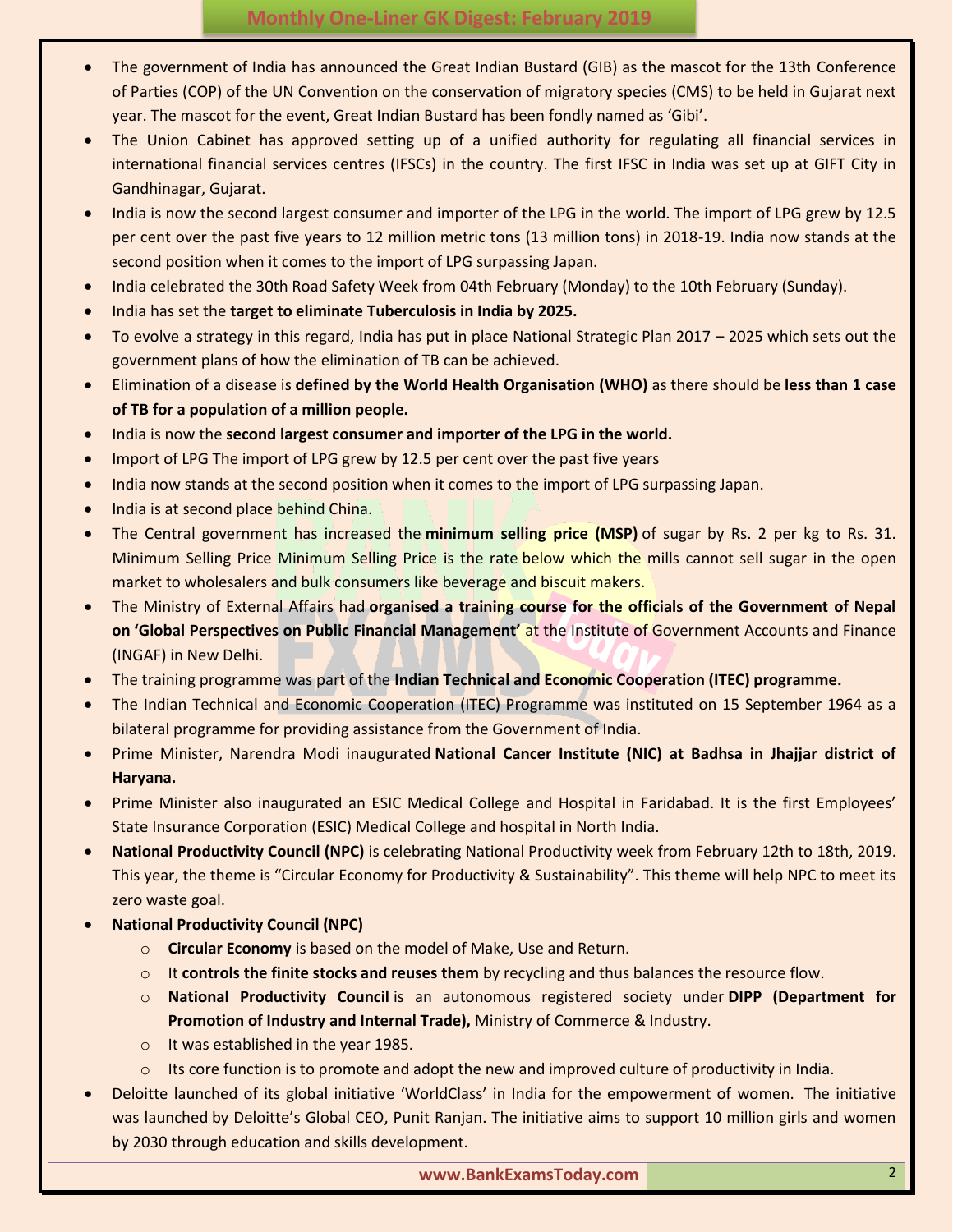- The government of India has announced the Great Indian Bustard (GIB) as the mascot for the 13th Conference of Parties (COP) of the UN Convention on the conservation of migratory species (CMS) to be held in Gujarat next year. The mascot for the event, Great Indian Bustard has been fondly named as 'Gibi'.
- The Union Cabinet has approved setting up of a unified authority for regulating all financial services in international financial services centres (IFSCs) in the country. The first IFSC in India was set up at GIFT City in Gandhinagar, Gujarat.
- India is now the second largest consumer and importer of the LPG in the world. The import of LPG grew by 12.5 per cent over the past five years to 12 million metric tons (13 million tons) in 2018-19. India now stands at the second position when it comes to the import of LPG surpassing Japan.
- India celebrated the 30th Road Safety Week from 04th February (Monday) to the 10th February (Sunday).
- India has set the **target to eliminate Tuberculosis in India by 2025.**
- To evolve a strategy in this regard, India has put in place National Strategic Plan 2017 – 2025 which sets out the government plans of how the elimination of TB can be achieved.
- Elimination of a disease is **defined by the World Health Organisation (WHO)** as there should be **less than 1 case of TB for a population of a million people.**
- India is now the **second largest consumer and importer of the LPG in the world.**
- Import of LPG The import of LPG grew by 12.5 per cent over the past five years
- India now stands at the second position when it comes to the import of LPG surpassing Japan.
- India is at second place behind China.
- The Central government has increased the **minimum selling price (MSP)** of sugar by Rs. 2 per kg to Rs. 31. Minimum Selling Price Minimum Selling Price is the rate below which the mills cannot sell sugar in the open market to wholesalers and bulk consumers like beverage and biscuit makers.
- The Ministry of External Affairs had **organised a training course for the officials of the Government of Nepal on 'Global Perspectives on Public Financial Management'** at the Institute of Government Accounts and Finance (INGAF) in New Delhi.
- The training programme was part of the **Indian Technical and Economic Cooperation (ITEC) programme.**
- The Indian Technical and Economic Cooperation (ITEC) Programme was instituted on 15 September 1964 as a bilateral programme for providing assistance from the Government of India.
- Prime Minister, Narendra Modi inaugurated **National Cancer Institute (NIC) at Badhsa in Jhajjar district of Haryana.**
- Prime Minister also inaugurated an ESIC Medical College and Hospital in Faridabad. It is the first Employees' State Insurance Corporation (ESIC) Medical College and hospital in North India.
- **National Productivity Council (NPC)** is celebrating National Productivity week from February 12th to 18th, 2019. This year, the theme is "Circular Economy for Productivity & Sustainability". This theme will help NPC to meet its zero waste goal.
- **National Productivity Council (NPC)**
  - **Circular Economy** is based on the model of Make, Use and Return.
  - It **controls the finite stocks and reuses them** by recycling and thus balances the resource flow.
  - **National Productivity Council** is an autonomous registered society under **DIPP (Department for Promotion of Industry and Internal Trade),** Ministry of Commerce & Industry.
  - It was established in the year 1985.
  - Its core function is to promote and adopt the new and improved culture of productivity in India.
- Deloitte launched of its global initiative 'WorldClass' in India for the empowerment of women. The initiative was launched by Deloitte's Global CEO, Punit Ranjan. The initiative aims to support 10 million girls and women by 2030 through education and skills development.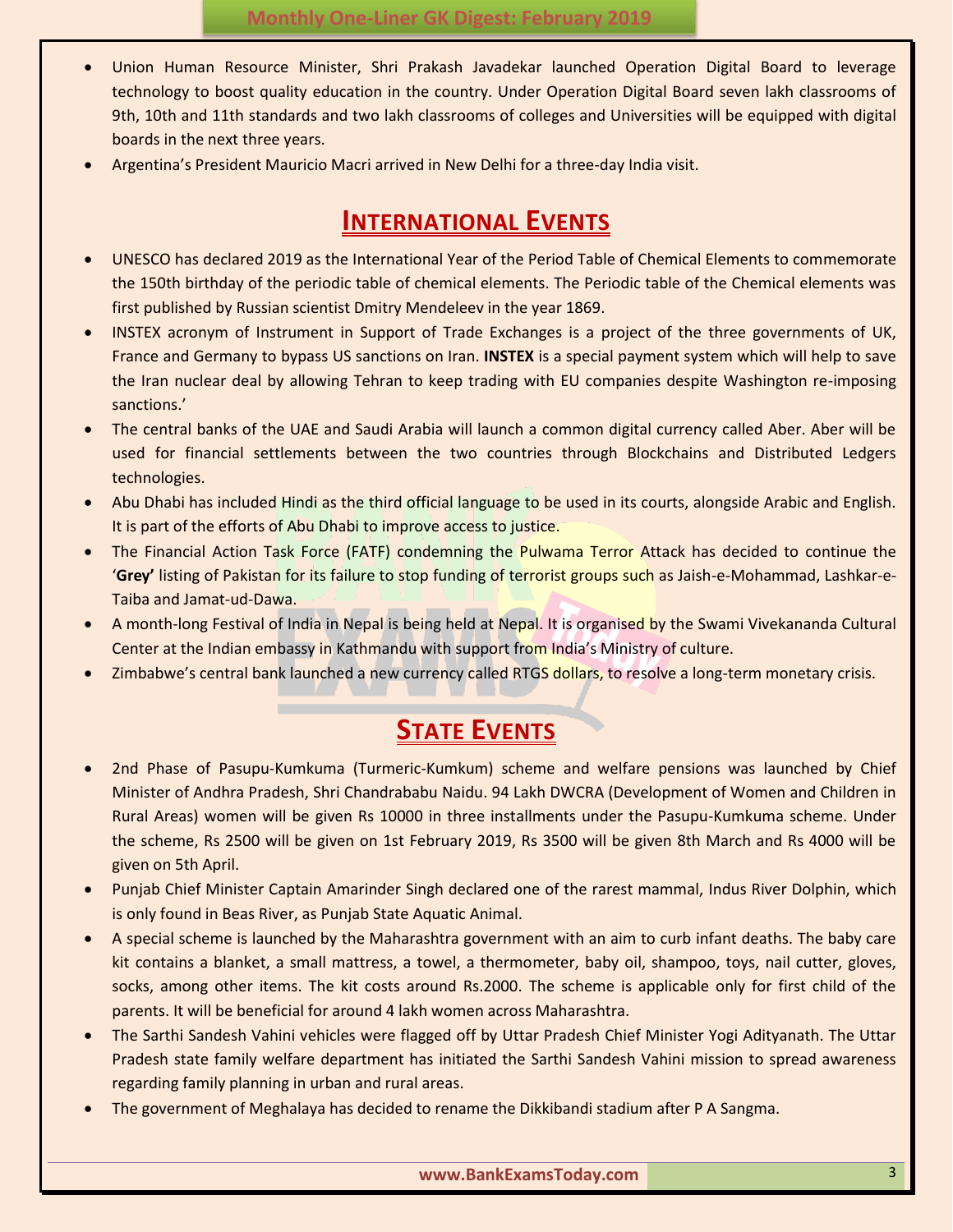- Union Human Resource Minister, Shri Prakash Javadekar launched Operation Digital Board to leverage technology to boost quality education in the country. Under Operation Digital Board seven lakh classrooms of 9th, 10th and 11th standards and two lakh classrooms of colleges and Universities will be equipped with digital boards in the next three years.
- Argentina's President Mauricio Macri arrived in New Delhi for a three-day India visit.

## INTERNATIONAL EVENTS

- UNESCO has declared 2019 as the International Year of the Period Table of Chemical Elements to commemorate the 150th birthday of the periodic table of chemical elements. The Periodic table of the Chemical elements was first published by Russian scientist Dmitry Mendeleev in the year 1869.
- INSTEX acronym of Instrument in Support of Trade Exchanges is a project of the three governments of UK, France and Germany to bypass US sanctions on Iran. **INSTEX** is a special payment system which will help to save the Iran nuclear deal by allowing Tehran to keep trading with EU companies despite Washington re-imposing sanctions.'
- The central banks of the UAE and Saudi Arabia will launch a common digital currency called Aber. Aber will be used for financial settlements between the two countries through Blockchains and Distributed Ledgers technologies.
- Abu Dhabi has included Hindi as the third official language to be used in its courts, alongside Arabic and English. It is part of the efforts of Abu Dhabi to improve access to justice.
- The Financial Action Task Force (FATF) condemning the Pulwama Terror Attack has decided to continue the '**Grey'** listing of Pakistan for its failure to stop funding of terrorist groups such as Jaish-e-Mohammad, Lashkar-e-Taiba and Jamat-ud-Dawa.
- A month-long Festival of India in Nepal is being held at Nepal. It is organised by the Swami Vivekananda Cultural Center at the Indian embassy in Kathmandu with support from India's Ministry of culture.
- Zimbabwe's central bank launched a new currency called RTGS dollars, to resolve a long-term monetary crisis.

## STATE EVENTS

- 2nd Phase of Pasupu-Kumkuma (Turmeric-Kumkum) scheme and welfare pensions was launched by Chief Minister of Andhra Pradesh, Shri Chandrababu Naidu. 94 Lakh DWCRA (Development of Women and Children in Rural Areas) women will be given Rs 10000 in three installments under the Pasupu-Kumkuma scheme. Under the scheme, Rs 2500 will be given on 1st February 2019, Rs 3500 will be given 8th March and Rs 4000 will be given on 5th April.
- Punjab Chief Minister Captain Amarinder Singh declared one of the rarest mammal, Indus River Dolphin, which is only found in Beas River, as Punjab State Aquatic Animal.
- A special scheme is launched by the Maharashtra government with an aim to curb infant deaths. The baby care kit contains a blanket, a small mattress, a towel, a thermometer, baby oil, shampoo, toys, nail cutter, gloves, socks, among other items. The kit costs around Rs.2000. The scheme is applicable only for first child of the parents. It will be beneficial for around 4 lakh women across Maharashtra.
- The Sarthi Sandesh Vahini vehicles were flagged off by Uttar Pradesh Chief Minister Yogi Adityanath. The Uttar Pradesh state family welfare department has initiated the Sarthi Sandesh Vahini mission to spread awareness regarding family planning in urban and rural areas.
- The government of Meghalaya has decided to rename the Dikkibandi stadium after P A Sangma.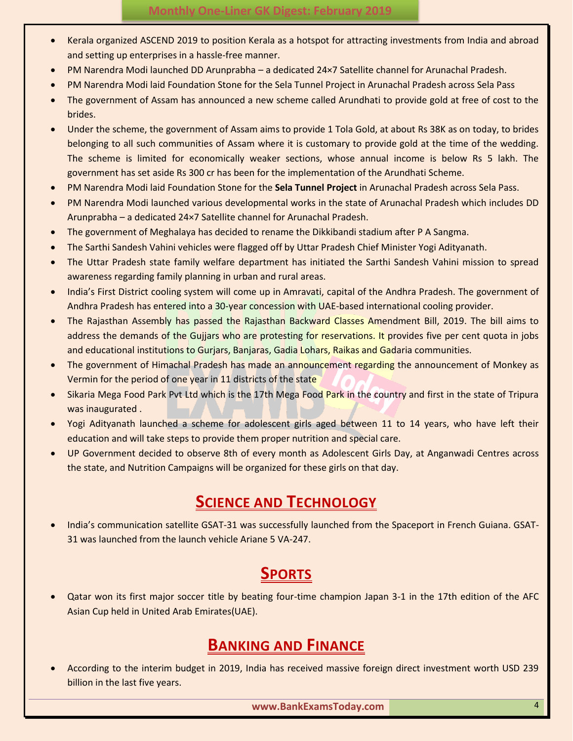- Kerala organized ASCEND 2019 to position Kerala as a hotspot for attracting investments from India and abroad and setting up enterprises in a hassle-free manner.
- PM Narendra Modi launched DD Arunprabha – a dedicated 24×7 Satellite channel for Arunachal Pradesh.
- PM Narendra Modi laid Foundation Stone for the Sela Tunnel Project in Arunachal Pradesh across Sela Pass
- The government of Assam has announced a new scheme called Arundhati to provide gold at free of cost to the brides.
- Under the scheme, the government of Assam aims to provide 1 Tola Gold, at about Rs 38K as on today, to brides belonging to all such communities of Assam where it is customary to provide gold at the time of the wedding. The scheme is limited for economically weaker sections, whose annual income is below Rs 5 lakh. The government has set aside Rs 300 cr has been for the implementation of the Arundhati Scheme.
- PM Narendra Modi laid Foundation Stone for the **Sela Tunnel Project** in Arunachal Pradesh across Sela Pass.
- PM Narendra Modi launched various developmental works in the state of Arunachal Pradesh which includes DD Arunprabha – a dedicated 24×7 Satellite channel for Arunachal Pradesh.
- The government of Meghalaya has decided to rename the Dikkibandi stadium after P A Sangma.
- The Sarthi Sandesh Vahini vehicles were flagged off by Uttar Pradesh Chief Minister Yogi Adityanath.
- The Uttar Pradesh state family welfare department has initiated the Sarthi Sandesh Vahini mission to spread awareness regarding family planning in urban and rural areas.
- India's First District cooling system will come up in Amravati, capital of the Andhra Pradesh. The government of Andhra Pradesh has entered into a 30-year concession with UAE-based international cooling provider.
- The Rajasthan Assembly has passed the Rajasthan Backward Classes Amendment Bill, 2019. The bill aims to address the demands of the Gujjars who are protesting for reservations. It provides five per cent quota in jobs and educational institutions to Gurjars, Banjaras, Gadia Lohars, Raikas and Gadaria communities.
- The government of Himachal Pradesh has made an announcement regarding the announcement of Monkey as Vermin for the period of one year in 11 districts of the state
- Sikaria Mega Food Park Pvt Ltd which is the 17th Mega Food Park in the country and first in the state of Tripura was inaugurated .
- Yogi Adityanath launched a scheme for adolescent girls aged between 11 to 14 years, who have left their education and will take steps to provide them proper nutrition and special care.
- UP Government decided to observe 8th of every month as Adolescent Girls Day, at Anganwadi Centres across the state, and Nutrition Campaigns will be organized for these girls on that day.

## SCIENCE AND TECHNOLOGY

- India's communication satellite GSAT-31 was successfully launched from the Spaceport in French Guiana. GSAT-31 was launched from the launch vehicle Ariane 5 VA-247.

## SPORTS

- Qatar won its first major soccer title by beating four-time champion Japan 3-1 in the 17th edition of the AFC Asian Cup held in United Arab Emirates(UAE).

## BANKING AND FINANCE

- According to the interim budget in 2019, India has received massive foreign direct investment worth USD 239 billion in the last five years.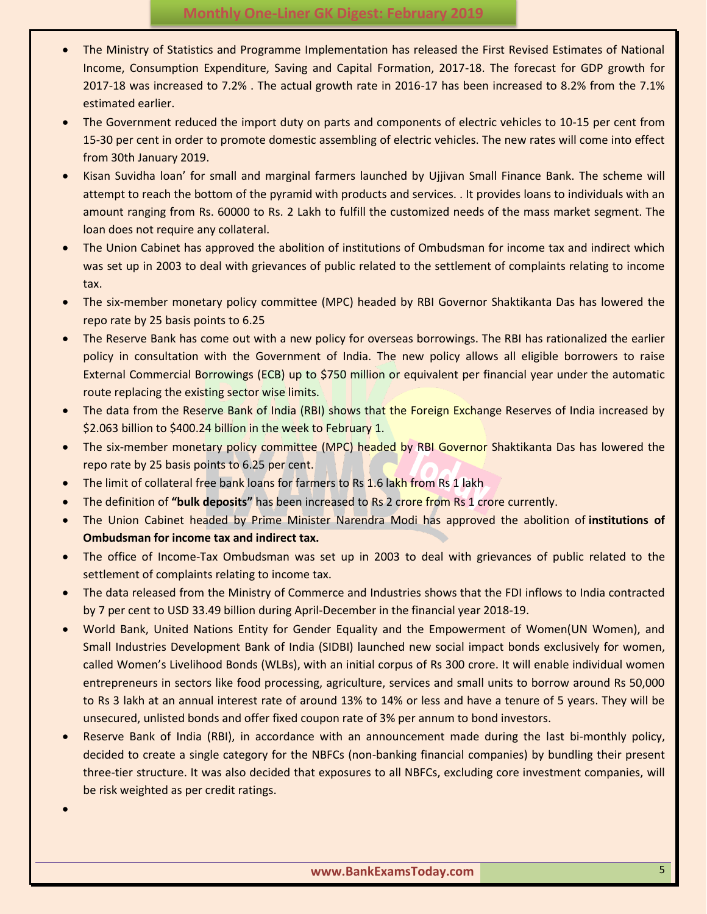- The Ministry of Statistics and Programme Implementation has released the First Revised Estimates of National Income, Consumption Expenditure, Saving and Capital Formation, 2017-18. The forecast for GDP growth for 2017-18 was increased to 7.2% . The actual growth rate in 2016-17 has been increased to 8.2% from the 7.1% estimated earlier.
- The Government reduced the import duty on parts and components of electric vehicles to 10-15 per cent from 15-30 per cent in order to promote domestic assembling of electric vehicles. The new rates will come into effect from 30th January 2019.
- Kisan Suvidha loan' for small and marginal farmers launched by Ujjivan Small Finance Bank. The scheme will attempt to reach the bottom of the pyramid with products and services. . It provides loans to individuals with an amount ranging from Rs. 60000 to Rs. 2 Lakh to fulfill the customized needs of the mass market segment. The loan does not require any collateral.
- The Union Cabinet has approved the abolition of institutions of Ombudsman for income tax and indirect which was set up in 2003 to deal with grievances of public related to the settlement of complaints relating to income tax.
- The six-member monetary policy committee (MPC) headed by RBI Governor Shaktikanta Das has lowered the repo rate by 25 basis points to 6.25
- The Reserve Bank has come out with a new policy for overseas borrowings. The RBI has rationalized the earlier policy in consultation with the Government of India. The new policy allows all eligible borrowers to raise External Commercial Borrowings (ECB) up to $750 million or equivalent per financial year under the automatic route replacing the existing sector wise limits.
- The data from the Reserve Bank of India (RBI) shows that the Foreign Exchange Reserves of India increased by $2.063 billion to $400.24 billion in the week to February 1.
- The six-member monetary policy committee (MPC) headed by RBI Governor Shaktikanta Das has lowered the repo rate by 25 basis points to 6.25 per cent.
- The limit of collateral free bank loans for farmers to Rs 1.6 lakh from Rs 1 lakh
- The definition of **"bulk deposits"** has been increased to Rs 2 crore from Rs 1 crore currently.
- The Union Cabinet headed by Prime Minister Narendra Modi has approved the abolition of **institutions of Ombudsman for income tax and indirect tax.**
- The office of Income-Tax Ombudsman was set up in 2003 to deal with grievances of public related to the settlement of complaints relating to income tax.
- The data released from the Ministry of Commerce and Industries shows that the FDI inflows to India contracted by 7 per cent to USD 33.49 billion during April-December in the financial year 2018-19.
- World Bank, United Nations Entity for Gender Equality and the Empowerment of Women(UN Women), and Small Industries Development Bank of India (SIDBI) launched new social impact bonds exclusively for women, called Women's Livelihood Bonds (WLBs), with an initial corpus of Rs 300 crore. It will enable individual women entrepreneurs in sectors like food processing, agriculture, services and small units to borrow around Rs 50,000 to Rs 3 lakh at an annual interest rate of around 13% to 14% or less and have a tenure of 5 years. They will be unsecured, unlisted bonds and offer fixed coupon rate of 3% per annum to bond investors.
- Reserve Bank of India (RBI), in accordance with an announcement made during the last bi-monthly policy, decided to create a single category for the NBFCs (non-banking financial companies) by bundling their present three-tier structure. It was also decided that exposures to all NBFCs, excluding core investment companies, will be risk weighted as per credit ratings.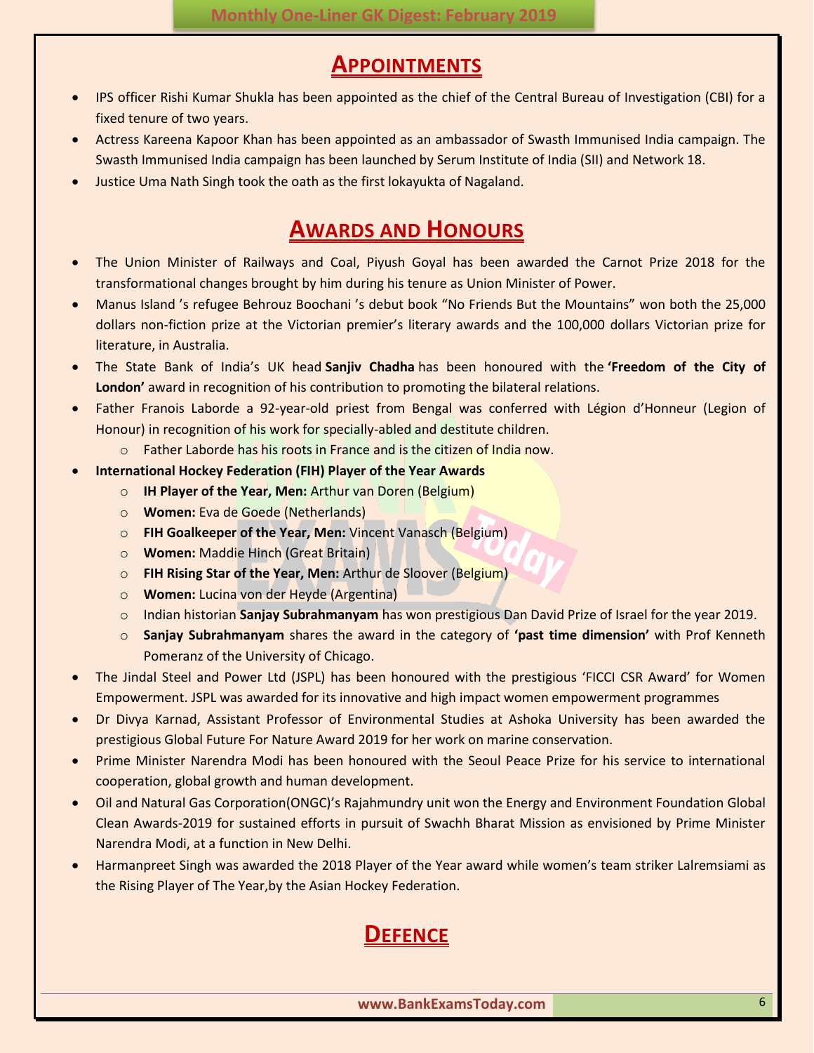## APPOINTMENTS

- IPS officer Rishi Kumar Shukla has been appointed as the chief of the Central Bureau of Investigation (CBI) for a fixed tenure of two years.
- Actress Kareena Kapoor Khan has been appointed as an ambassador of Swasth Immunised India campaign. The Swasth Immunised India campaign has been launched by Serum Institute of India (SII) and Network 18.
- Justice Uma Nath Singh took the oath as the first lokayukta of Nagaland.

## AWARDS AND HONOURS

- The Union Minister of Railways and Coal, Piyush Goyal has been awarded the Carnot Prize 2018 for the transformational changes brought by him during his tenure as Union Minister of Power.
- Manus Island 's refugee Behrouz Boochani 's debut book "No Friends But the Mountains" won both the 25,000 dollars non-fiction prize at the Victorian premier's literary awards and the 100,000 dollars Victorian prize for literature, in Australia.
- The State Bank of India's UK head **Sanjiv Chadha** has been honoured with the **'Freedom of the City of London'** award in recognition of his contribution to promoting the bilateral relations.
- Father Franois Laborde a 92-year-old priest from Bengal was conferred with Légion d'Honneur (Legion of Honour) in recognition of his work for specially-abled and destitute children.
    - Father Laborde has his roots in France and is the citizen of India now.
- **International Hockey Federation (FIH) Player of the Year Awards**
    - **IH Player of the Year, Men:** Arthur van Doren (Belgium)
    - **Women:** Eva de Goede (Netherlands)
    - **FIH Goalkeeper of the Year, Men:** Vincent Vanasch (Belgium)
    - **Women:** Maddie Hinch (Great Britain)
    - **FIH Rising Star of the Year, Men:** Arthur de Sloover (Belgium)
    - **Women:** Lucina von der Heyde (Argentina)
    - Indian historian **Sanjay Subrahmanyam** has won prestigious Dan David Prize of Israel for the year 2019.
    - **Sanjay Subrahmanyam** shares the award in the category of **'past time dimension'** with Prof Kenneth Pomeranz of the University of Chicago.
- The Jindal Steel and Power Ltd (JSPL) has been honoured with the prestigious 'FICCI CSR Award' for Women Empowerment. JSPL was awarded for its innovative and high impact women empowerment programmes
- Dr Divya Karnad, Assistant Professor of Environmental Studies at Ashoka University has been awarded the prestigious Global Future For Nature Award 2019 for her work on marine conservation.
- Prime Minister Narendra Modi has been honoured with the Seoul Peace Prize for his service to international cooperation, global growth and human development.
- Oil and Natural Gas Corporation(ONGC)'s Rajahmundry unit won the Energy and Environment Foundation Global Clean Awards-2019 for sustained efforts in pursuit of Swachh Bharat Mission as envisioned by Prime Minister Narendra Modi, at a function in New Delhi.
- Harmanpreet Singh was awarded the 2018 Player of the Year award while women's team striker Lalremsiami as the Rising Player of The Year,by the Asian Hockey Federation.

## DEFENCE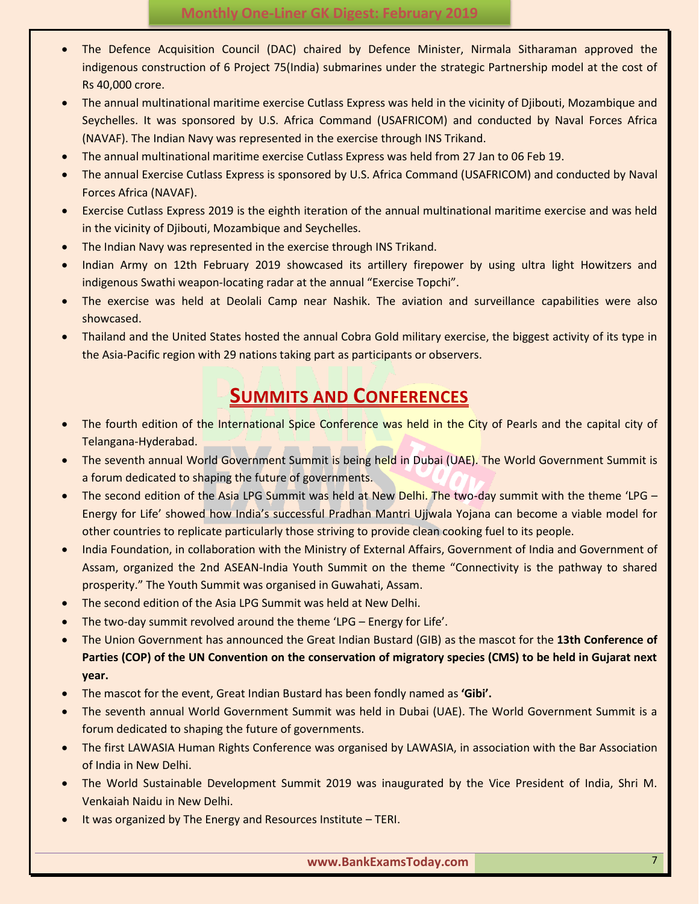- The Defence Acquisition Council (DAC) chaired by Defence Minister, Nirmala Sitharaman approved the indigenous construction of 6 Project 75(India) submarines under the strategic Partnership model at the cost of Rs 40,000 crore.
- The annual multinational maritime exercise Cutlass Express was held in the vicinity of Djibouti, Mozambique and Seychelles. It was sponsored by U.S. Africa Command (USAFRICOM) and conducted by Naval Forces Africa (NAVAF). The Indian Navy was represented in the exercise through INS Trikand.
- The annual multinational maritime exercise Cutlass Express was held from 27 Jan to 06 Feb 19.
- The annual Exercise Cutlass Express is sponsored by U.S. Africa Command (USAFRICOM) and conducted by Naval Forces Africa (NAVAF).
- Exercise Cutlass Express 2019 is the eighth iteration of the annual multinational maritime exercise and was held in the vicinity of Djibouti, Mozambique and Seychelles.
- The Indian Navy was represented in the exercise through INS Trikand.
- Indian Army on 12th February 2019 showcased its artillery firepower by using ultra light Howitzers and indigenous Swathi weapon-locating radar at the annual "Exercise Topchi".
- The exercise was held at Deolali Camp near Nashik. The aviation and surveillance capabilities were also showcased.
- Thailand and the United States hosted the annual Cobra Gold military exercise, the biggest activity of its type in the Asia-Pacific region with 29 nations taking part as participants or observers.

## SUMMITS AND CONFERENCES

- The fourth edition of the International Spice Conference was held in the City of Pearls and the capital city of Telangana-Hyderabad.
- The seventh annual World Government Summit is being held in Dubai (UAE). The World Government Summit is a forum dedicated to shaping the future of governments.
- The second edition of the Asia LPG Summit was held at New Delhi. The two-day summit with the theme 'LPG – Energy for Life' showed how India's successful Pradhan Mantri Ujjwala Yojana can become a viable model for other countries to replicate particularly those striving to provide clean cooking fuel to its people.
- India Foundation, in collaboration with the Ministry of External Affairs, Government of India and Government of Assam, organized the 2nd ASEAN-India Youth Summit on the theme "Connectivity is the pathway to shared prosperity." The Youth Summit was organised in Guwahati, Assam.
- The second edition of the Asia LPG Summit was held at New Delhi.
- The two-day summit revolved around the theme 'LPG – Energy for Life'.
- The Union Government has announced the Great Indian Bustard (GIB) as the mascot for the **13th Conference of Parties (COP) of the UN Convention on the conservation of migratory species (CMS) to be held in Gujarat next year.**
- The mascot for the event, Great Indian Bustard has been fondly named as **'Gibi'.**
- The seventh annual World Government Summit was held in Dubai (UAE). The World Government Summit is a forum dedicated to shaping the future of governments.
- The first LAWASIA Human Rights Conference was organised by LAWASIA, in association with the Bar Association of India in New Delhi.
- The World Sustainable Development Summit 2019 was inaugurated by the Vice President of India, Shri M. Venkaiah Naidu in New Delhi.
- It was organized by The Energy and Resources Institute – TERI.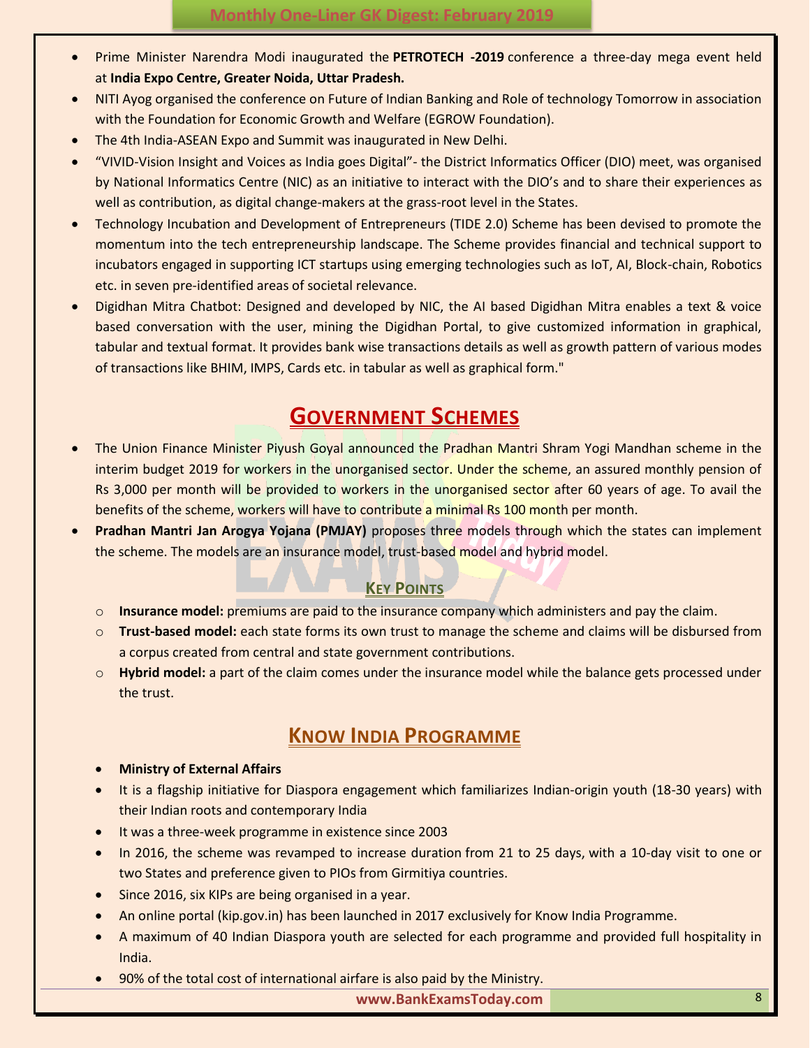- Prime Minister Narendra Modi inaugurated the **PETROTECH -2019** conference a three-day mega event held at **India Expo Centre, Greater Noida, Uttar Pradesh.**
- NITI Ayog organised the conference on Future of Indian Banking and Role of technology Tomorrow in association with the Foundation for Economic Growth and Welfare (EGROW Foundation).
- The 4th India-ASEAN Expo and Summit was inaugurated in New Delhi.
- "VIVID-Vision Insight and Voices as India goes Digital"- the District Informatics Officer (DIO) meet, was organised by National Informatics Centre (NIC) as an initiative to interact with the DIO's and to share their experiences as well as contribution, as digital change-makers at the grass-root level in the States.
- Technology Incubation and Development of Entrepreneurs (TIDE 2.0) Scheme has been devised to promote the momentum into the tech entrepreneurship landscape. The Scheme provides financial and technical support to incubators engaged in supporting ICT startups using emerging technologies such as IoT, AI, Block-chain, Robotics etc. in seven pre-identified areas of societal relevance.
- Digidhan Mitra Chatbot: Designed and developed by NIC, the AI based Digidhan Mitra enables a text & voice based conversation with the user, mining the Digidhan Portal, to give customized information in graphical, tabular and textual format. It provides bank wise transactions details as well as growth pattern of various modes of transactions like BHIM, IMPS, Cards etc. in tabular as well as graphical form."

## Government Schemes

- The Union Finance Minister Piyush Goyal announced the Pradhan Mantri Shram Yogi Mandhan scheme in the interim budget 2019 for workers in the unorganised sector. Under the scheme, an assured monthly pension of Rs 3,000 per month will be provided to workers in the unorganised sector after 60 years of age. To avail the benefits of the scheme, workers will have to contribute a minimal Rs 100 month per month.
- **Pradhan Mantri Jan Arogya Yojana (PMJAY)** proposes three models through which the states can implement the scheme. The models are an insurance model, trust-based model and hybrid model.

### Key Points

- **Insurance model:** premiums are paid to the insurance company which administers and pay the claim.
- **Trust-based model:** each state forms its own trust to manage the scheme and claims will be disbursed from a corpus created from central and state government contributions.
- **Hybrid model:** a part of the claim comes under the insurance model while the balance gets processed under the trust.

## Know India Programme

- **Ministry of External Affairs**
- It is a flagship initiative for Diaspora engagement which familiarizes Indian-origin youth (18-30 years) with their Indian roots and contemporary India
- It was a three-week programme in existence since 2003
- In 2016, the scheme was revamped to increase duration from 21 to 25 days, with a 10-day visit to one or two States and preference given to PIOs from Girmitiya countries.
- Since 2016, six KIPs are being organised in a year.
- An online portal (kip.gov.in) has been launched in 2017 exclusively for Know India Programme.
- A maximum of 40 Indian Diaspora youth are selected for each programme and provided full hospitality in India.
- 90% of the total cost of international airfare is also paid by the Ministry.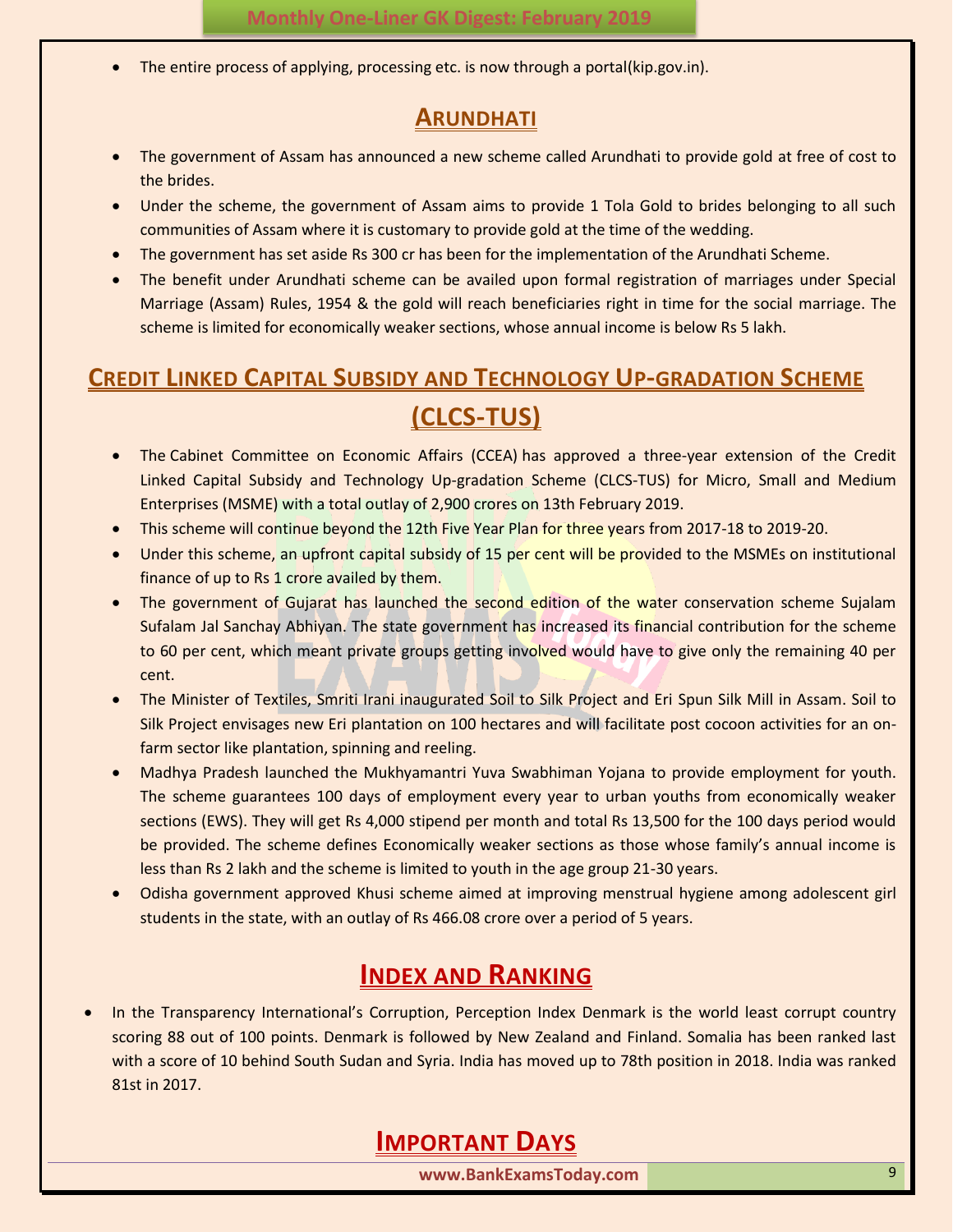- The entire process of applying, processing etc. is now through a portal(kip.gov.in).

## ARUNDHATI

- The government of Assam has announced a new scheme called Arundhati to provide gold at free of cost to the brides.
- Under the scheme, the government of Assam aims to provide 1 Tola Gold to brides belonging to all such communities of Assam where it is customary to provide gold at the time of the wedding.
- The government has set aside Rs 300 cr has been for the implementation of the Arundhati Scheme.
- The benefit under Arundhati scheme can be availed upon formal registration of marriages under Special Marriage (Assam) Rules, 1954 & the gold will reach beneficiaries right in time for the social marriage. The scheme is limited for economically weaker sections, whose annual income is below Rs 5 lakh.

## CREDIT LINKED CAPITAL SUBSIDY AND TECHNOLOGY UP-GRADATION SCHEME (CLCS-TUS)

- The Cabinet Committee on Economic Affairs (CCEA) has approved a three-year extension of the Credit Linked Capital Subsidy and Technology Up-gradation Scheme (CLCS-TUS) for Micro, Small and Medium Enterprises (MSME) with a total outlay of 2,900 crores on 13th February 2019.
- This scheme will continue beyond the 12th Five Year Plan for three years from 2017-18 to 2019-20.
- Under this scheme, an upfront capital subsidy of 15 per cent will be provided to the MSMEs on institutional finance of up to Rs 1 crore availed by them.
- The government of Gujarat has launched the second edition of the water conservation scheme Sujalam Sufalam Jal Sanchay Abhiyan. The state government has increased its financial contribution for the scheme to 60 per cent, which meant private groups getting involved would have to give only the remaining 40 per cent.
- The Minister of Textiles, Smriti Irani inaugurated Soil to Silk Project and Eri Spun Silk Mill in Assam. Soil to Silk Project envisages new Eri plantation on 100 hectares and will facilitate post cocoon activities for an on-farm sector like plantation, spinning and reeling.
- Madhya Pradesh launched the Mukhyamantri Yuva Swabhiman Yojana to provide employment for youth. The scheme guarantees 100 days of employment every year to urban youths from economically weaker sections (EWS). They will get Rs 4,000 stipend per month and total Rs 13,500 for the 100 days period would be provided. The scheme defines Economically weaker sections as those whose family's annual income is less than Rs 2 lakh and the scheme is limited to youth in the age group 21-30 years.
- Odisha government approved Khusi scheme aimed at improving menstrual hygiene among adolescent girl students in the state, with an outlay of Rs 466.08 crore over a period of 5 years.

## INDEX AND RANKING

- In the Transparency International's Corruption, Perception Index Denmark is the world least corrupt country scoring 88 out of 100 points. Denmark is followed by New Zealand and Finland. Somalia has been ranked last with a score of 10 behind South Sudan and Syria. India has moved up to 78th position in 2018. India was ranked 81st in 2017.

## IMPORTANT DAYS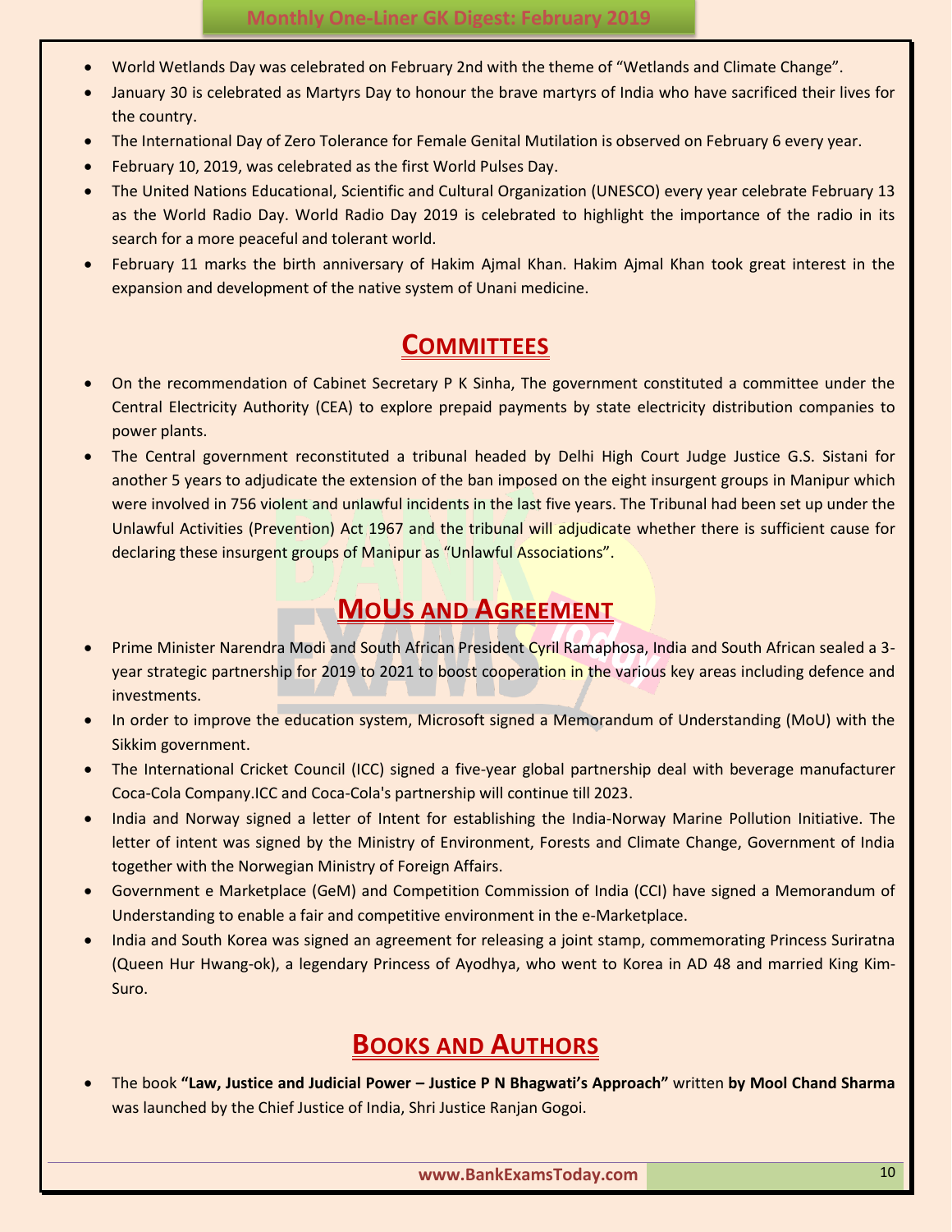- World Wetlands Day was celebrated on February 2nd with the theme of "Wetlands and Climate Change".
- January 30 is celebrated as Martyrs Day to honour the brave martyrs of India who have sacrificed their lives for the country.
- The International Day of Zero Tolerance for Female Genital Mutilation is observed on February 6 every year.
- February 10, 2019, was celebrated as the first World Pulses Day.
- The United Nations Educational, Scientific and Cultural Organization (UNESCO) every year celebrate February 13 as the World Radio Day. World Radio Day 2019 is celebrated to highlight the importance of the radio in its search for a more peaceful and tolerant world.
- February 11 marks the birth anniversary of Hakim Ajmal Khan. Hakim Ajmal Khan took great interest in the expansion and development of the native system of Unani medicine.

## COMMITTEES

- On the recommendation of Cabinet Secretary P K Sinha, The government constituted a committee under the Central Electricity Authority (CEA) to explore prepaid payments by state electricity distribution companies to power plants.
- The Central government reconstituted a tribunal headed by Delhi High Court Judge Justice G.S. Sistani for another 5 years to adjudicate the extension of the ban imposed on the eight insurgent groups in Manipur which were involved in 756 violent and unlawful incidents in the last five years. The Tribunal had been set up under the Unlawful Activities (Prevention) Act 1967 and the tribunal will adjudicate whether there is sufficient cause for declaring these insurgent groups of Manipur as "Unlawful Associations".

## MOUS AND AGREEMENT

- Prime Minister Narendra Modi and South African President Cyril Ramaphosa, India and South African sealed a 3-year strategic partnership for 2019 to 2021 to boost cooperation in the various key areas including defence and investments.
- In order to improve the education system, Microsoft signed a Memorandum of Understanding (MoU) with the Sikkim government.
- The International Cricket Council (ICC) signed a five-year global partnership deal with beverage manufacturer Coca-Cola Company.ICC and Coca-Cola's partnership will continue till 2023.
- India and Norway signed a letter of Intent for establishing the India-Norway Marine Pollution Initiative. The letter of intent was signed by the Ministry of Environment, Forests and Climate Change, Government of India together with the Norwegian Ministry of Foreign Affairs.
- Government e Marketplace (GeM) and Competition Commission of India (CCI) have signed a Memorandum of Understanding to enable a fair and competitive environment in the e-Marketplace.
- India and South Korea was signed an agreement for releasing a joint stamp, commemorating Princess Suriratna (Queen Hur Hwang-ok), a legendary Princess of Ayodhya, who went to Korea in AD 48 and married King Kim-Suro.

## BOOKS AND AUTHORS

- The book **"Law, Justice and Judicial Power – Justice P N Bhagwati's Approach"** written **by Mool Chand Sharma** was launched by the Chief Justice of India, Shri Justice Ranjan Gogoi.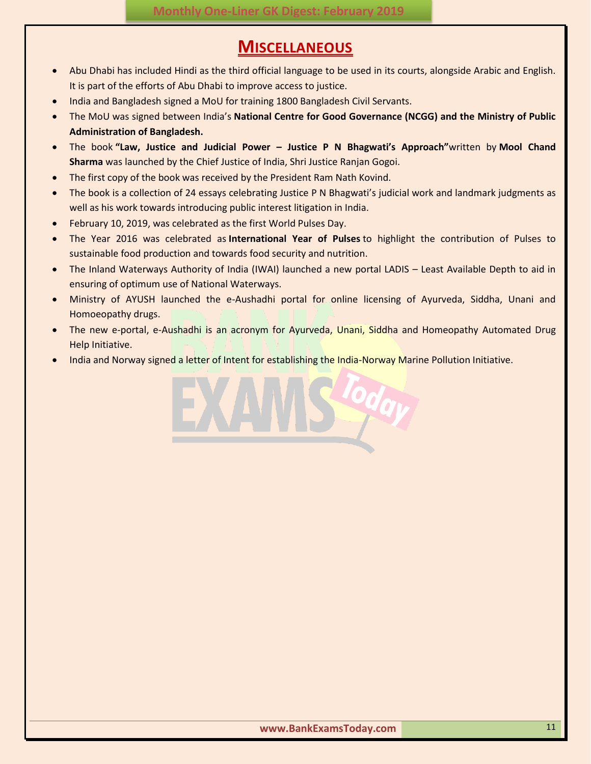# MISCELLANEOUS

- Abu Dhabi has included Hindi as the third official language to be used in its courts, alongside Arabic and English. It is part of the efforts of Abu Dhabi to improve access to justice.
- India and Bangladesh signed a MoU for training 1800 Bangladesh Civil Servants.
- The MoU was signed between India's **National Centre for Good Governance (NCGG) and the Ministry of Public Administration of Bangladesh.**
- The book **"Law, Justice and Judicial Power – Justice P N Bhagwati's Approach"** written by **Mool Chand Sharma** was launched by the Chief Justice of India, Shri Justice Ranjan Gogoi.
- The first copy of the book was received by the President Ram Nath Kovind.
- The book is a collection of 24 essays celebrating Justice P N Bhagwati's judicial work and landmark judgments as well as his work towards introducing public interest litigation in India.
- February 10, 2019, was celebrated as the first World Pulses Day.
- The Year 2016 was celebrated as **International Year of Pulses** to highlight the contribution of Pulses to sustainable food production and towards food security and nutrition.
- The Inland Waterways Authority of India (IWAI) launched a new portal LADIS – Least Available Depth to aid in ensuring of optimum use of National Waterways.
- Ministry of AYUSH launched the e-Aushadhi portal for online licensing of Ayurveda, Siddha, Unani and Homoeopathy drugs.
- The new e-portal, e-Aushadhi is an acronym for Ayurveda, Unani, Siddha and Homeopathy Automated Drug Help Initiative.
- India and Norway signed a letter of Intent for establishing the India-Norway Marine Pollution Initiative.